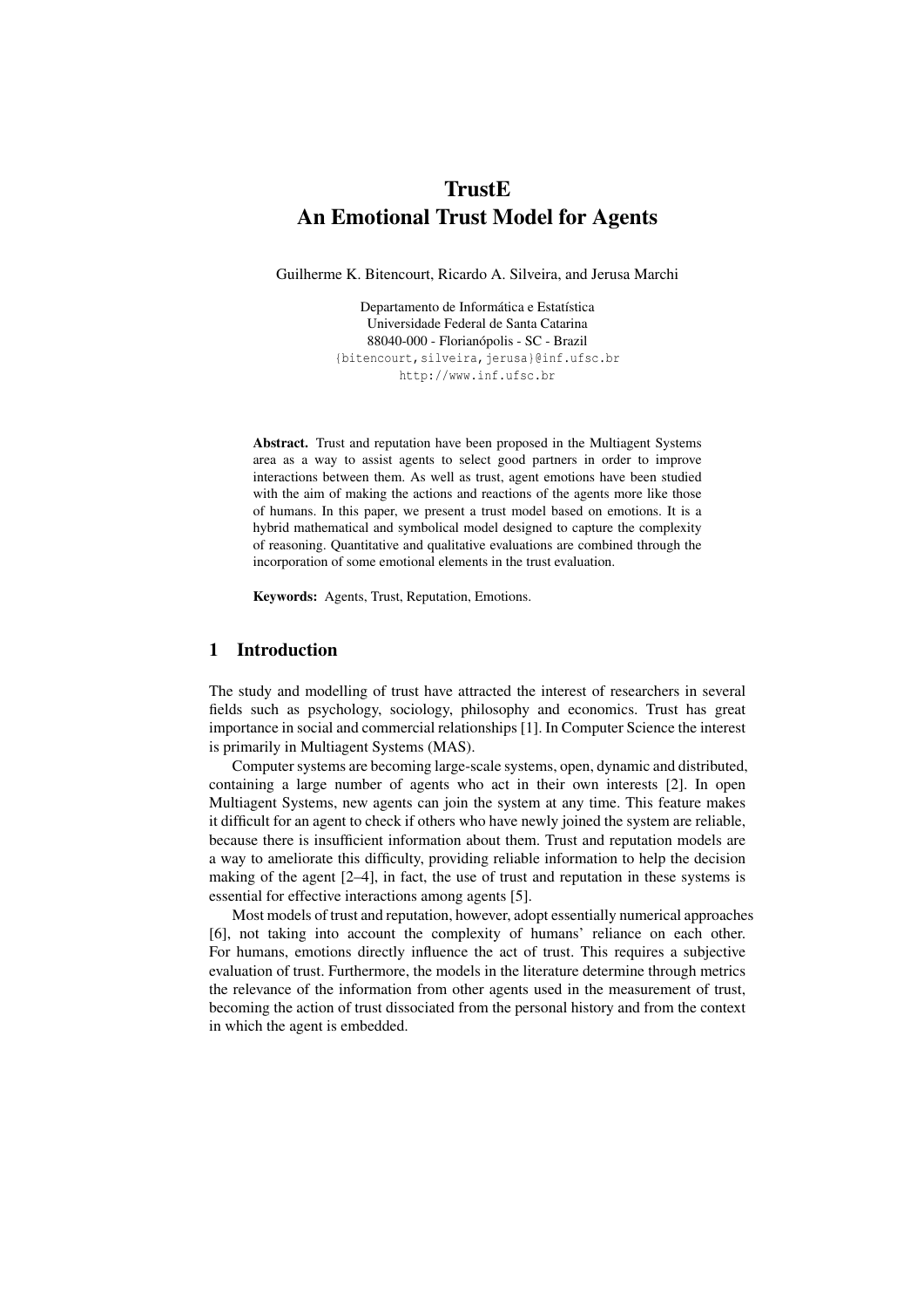# TrustE
# An Emotional Trust Model for Agents

Guilherme K. Bitencourt, Ricardo A. Silveira, and Jerusa Marchi

Departamento de Informática e Estatística
Universidade Federal de Santa Catarina
88040-000 - Florianópolis - SC - Brazil
{bitencourt,silveira,jerusa}@inf.ufsc.br
http://www.inf.ufsc.br

**Abstract.** Trust and reputation have been proposed in the Multiagent Systems area as a way to assist agents to select good partners in order to improve interactions between them. As well as trust, agent emotions have been studied with the aim of making the actions and reactions of the agents more like those of humans. In this paper, we present a trust model based on emotions. It is a hybrid mathematical and symbolical model designed to capture the complexity of reasoning. Quantitative and qualitative evaluations are combined through the incorporation of some emotional elements in the trust evaluation.

**Keywords:** Agents, Trust, Reputation, Emotions.

## 1 Introduction

The study and modelling of trust have attracted the interest of researchers in several fields such as psychology, sociology, philosophy and economics. Trust has great importance in social and commercial relationships [1]. In Computer Science the interest is primarily in Multiagent Systems (MAS).

Computer systems are becoming large-scale systems, open, dynamic and distributed, containing a large number of agents who act in their own interests [2]. In open Multiagent Systems, new agents can join the system at any time. This feature makes it difficult for an agent to check if others who have newly joined the system are reliable, because there is insufficient information about them. Trust and reputation models are a way to ameliorate this difficulty, providing reliable information to help the decision making of the agent [2–4], in fact, the use of trust and reputation in these systems is essential for effective interactions among agents [5].

Most models of trust and reputation, however, adopt essentially numerical approaches [6], not taking into account the complexity of humans' reliance on each other. For humans, emotions directly influence the act of trust. This requires a subjective evaluation of trust. Furthermore, the models in the literature determine through metrics the relevance of the information from other agents used in the measurement of trust, becoming the action of trust dissociated from the personal history and from the context in which the agent is embedded.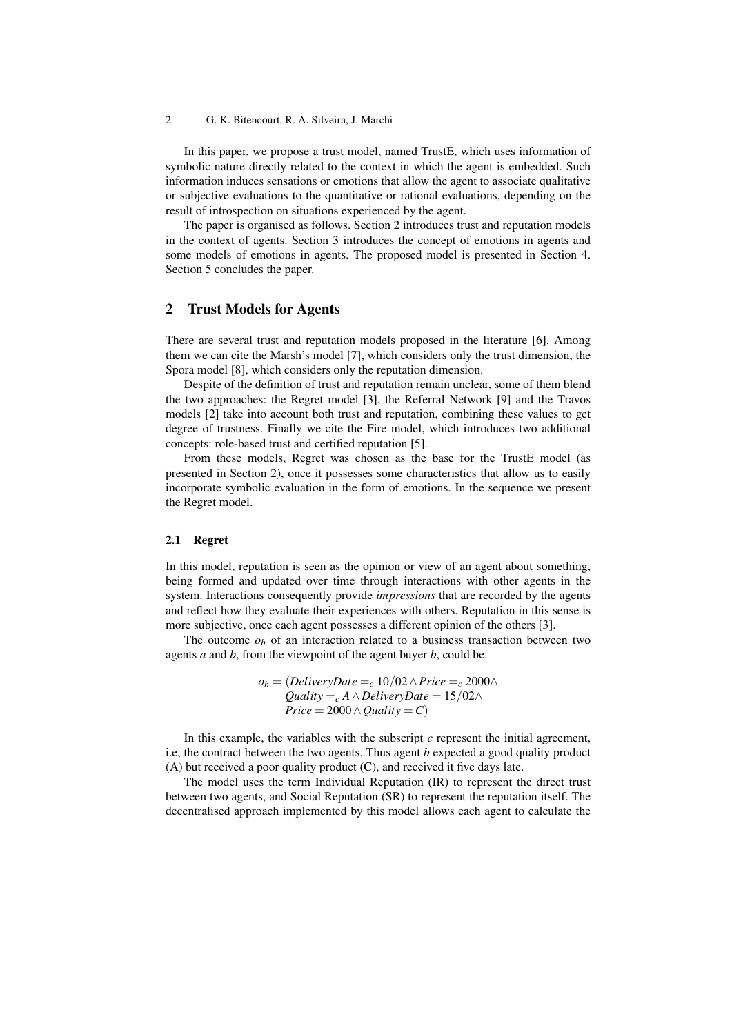In this paper, we propose a trust model, named TrustE, which uses information of symbolic nature directly related to the context in which the agent is embedded. Such information induces sensations or emotions that allow the agent to associate qualitative or subjective evaluations to the quantitative or rational evaluations, depending on the result of introspection on situations experienced by the agent.

The paper is organised as follows. Section 2 introduces trust and reputation models in the context of agents. Section 3 introduces the concept of emotions in agents and some models of emotions in agents. The proposed model is presented in Section 4. Section 5 concludes the paper.

## 2 Trust Models for Agents

There are several trust and reputation models proposed in the literature [6]. Among them we can cite the Marsh's model [7], which considers only the trust dimension, the Spora model [8], which considers only the reputation dimension.

Despite of the definition of trust and reputation remain unclear, some of them blend the two approaches: the Regret model [3], the Referral Network [9] and the Travos models [2] take into account both trust and reputation, combining these values to get degree of trustness. Finally we cite the Fire model, which introduces two additional concepts: role-based trust and certified reputation [5].

From these models, Regret was chosen as the base for the TrustE model (as presented in Section 2), once it possesses some characteristics that allow us to easily incorporate symbolic evaluation in the form of emotions. In the sequence we present the Regret model.

### 2.1 Regret

In this model, reputation is seen as the opinion or view of an agent about something, being formed and updated over time through interactions with other agents in the system. Interactions consequently provide *impressions* that are recorded by the agents and reflect how they evaluate their experiences with others. Reputation in this sense is more subjective, once each agent possesses a different opinion of the others [3].

The outcome $o_b$ of an interaction related to a business transaction between two agents $a$ and $b$, from the viewpoint of the agent buyer $b$, could be:

$$
\begin{aligned}
o_b = (&DeliveryDate =_c 10/02 \wedge Price =_c 2000 \wedge \\
&Quality =_c A \wedge DeliveryDate = 15/02 \wedge \\
&Price = 2000 \wedge Quality = C)
\end{aligned}
$$

In this example, the variables with the subscript $c$ represent the initial agreement, i.e, the contract between the two agents. Thus agent $b$ expected a good quality product (A) but received a poor quality product (C), and received it five days late.

The model uses the term Individual Reputation (IR) to represent the direct trust between two agents, and Social Reputation (SR) to represent the reputation itself. The decentralised approach implemented by this model allows each agent to calculate the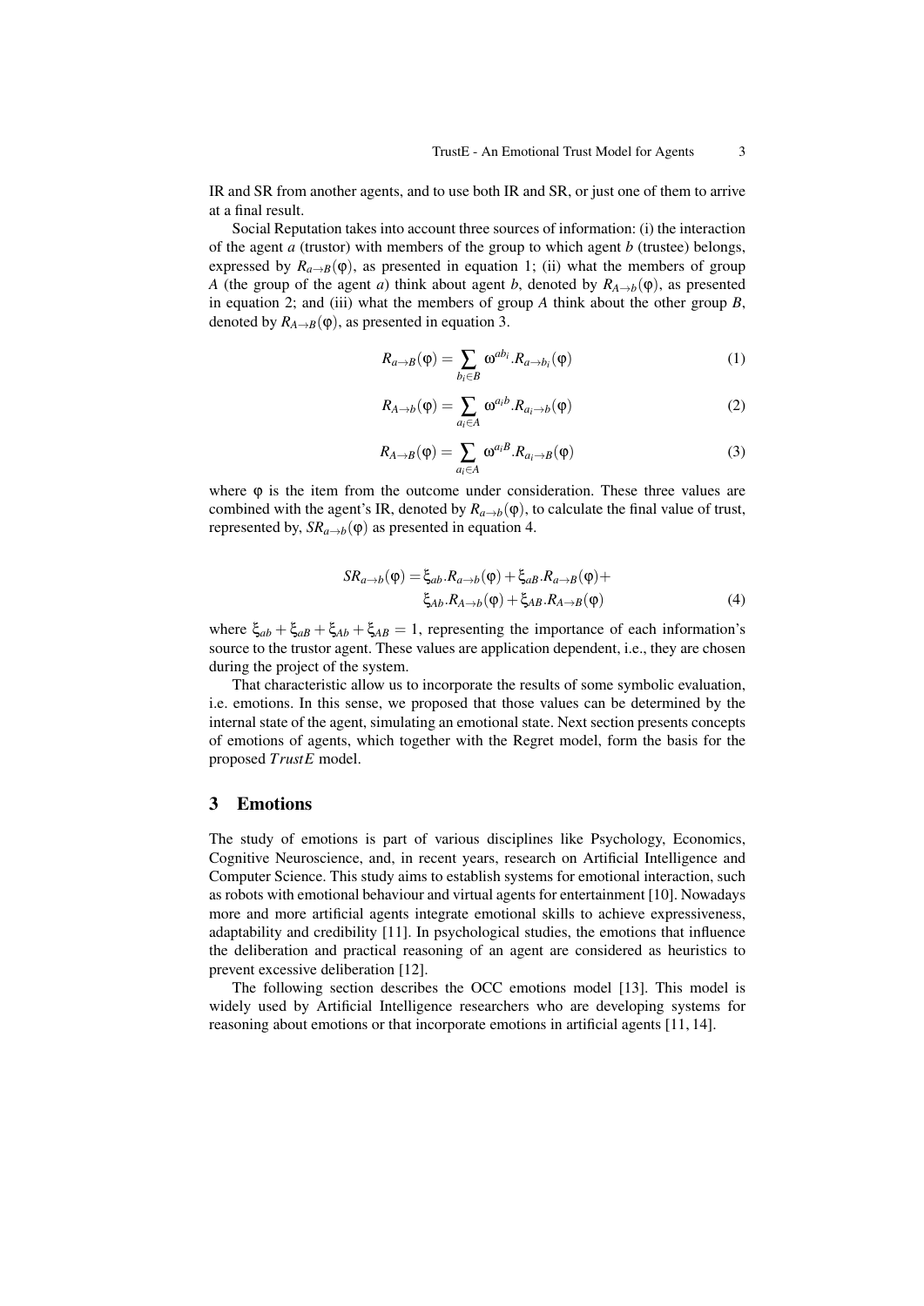IR and SR from another agents, and to use both IR and SR, or just one of them to arrive at a final result.

Social Reputation takes into account three sources of information: (i) the interaction of the agent $a$ (trustor) with members of the group to which agent $b$ (trustee) belongs, expressed by $R_{a\to B}(\varphi)$, as presented in equation 1; (ii) what the members of group $A$ (the group of the agent $a$) think about agent $b$, denoted by $R_{A\to b}(\varphi)$, as presented in equation 2; and (iii) what the members of group $A$ think about the other group $B$, denoted by $R_{A\to B}(\varphi)$, as presented in equation 3.

$$R_{a\to B}(\varphi) = \sum_{b_i \in B} \omega^{ab_i}.R_{a\to b_i}(\varphi) \tag{1}$$

$$R_{A\to b}(\varphi) = \sum_{a_i \in A} \omega^{a_i b}.R_{a_i\to b}(\varphi) \tag{2}$$

$$R_{A\to B}(\varphi) = \sum_{a_i \in A} \omega^{a_i B}.R_{a_i\to B}(\varphi) \tag{3}$$

where $\varphi$ is the item from the outcome under consideration. These three values are combined with the agent's IR, denoted by $R_{a\to b}(\varphi)$, to calculate the final value of trust, represented by, $SR_{a\to b}(\varphi)$ as presented in equation 4.

$$SR_{a\to b}(\varphi) = \xi_{ab}.R_{a\to b}(\varphi) + \xi_{aB}.R_{a\to B}(\varphi) + \xi_{Ab}.R_{A\to b}(\varphi) + \xi_{AB}.R_{A\to B}(\varphi) \tag{4}$$

where $\xi_{ab} + \xi_{aB} + \xi_{Ab} + \xi_{AB} = 1$, representing the importance of each information's source to the trustor agent. These values are application dependent, i.e., they are chosen during the project of the system.

That characteristic allow us to incorporate the results of some symbolic evaluation, i.e. emotions. In this sense, we proposed that those values can be determined by the internal state of the agent, simulating an emotional state. Next section presents concepts of emotions of agents, which together with the Regret model, form the basis for the proposed *TrustE* model.

## 3 Emotions

The study of emotions is part of various disciplines like Psychology, Economics, Cognitive Neuroscience, and, in recent years, research on Artificial Intelligence and Computer Science. This study aims to establish systems for emotional interaction, such as robots with emotional behaviour and virtual agents for entertainment [10]. Nowadays more and more artificial agents integrate emotional skills to achieve expressiveness, adaptability and credibility [11]. In psychological studies, the emotions that influence the deliberation and practical reasoning of an agent are considered as heuristics to prevent excessive deliberation [12].

The following section describes the OCC emotions model [13]. This model is widely used by Artificial Intelligence researchers who are developing systems for reasoning about emotions or that incorporate emotions in artificial agents [11, 14].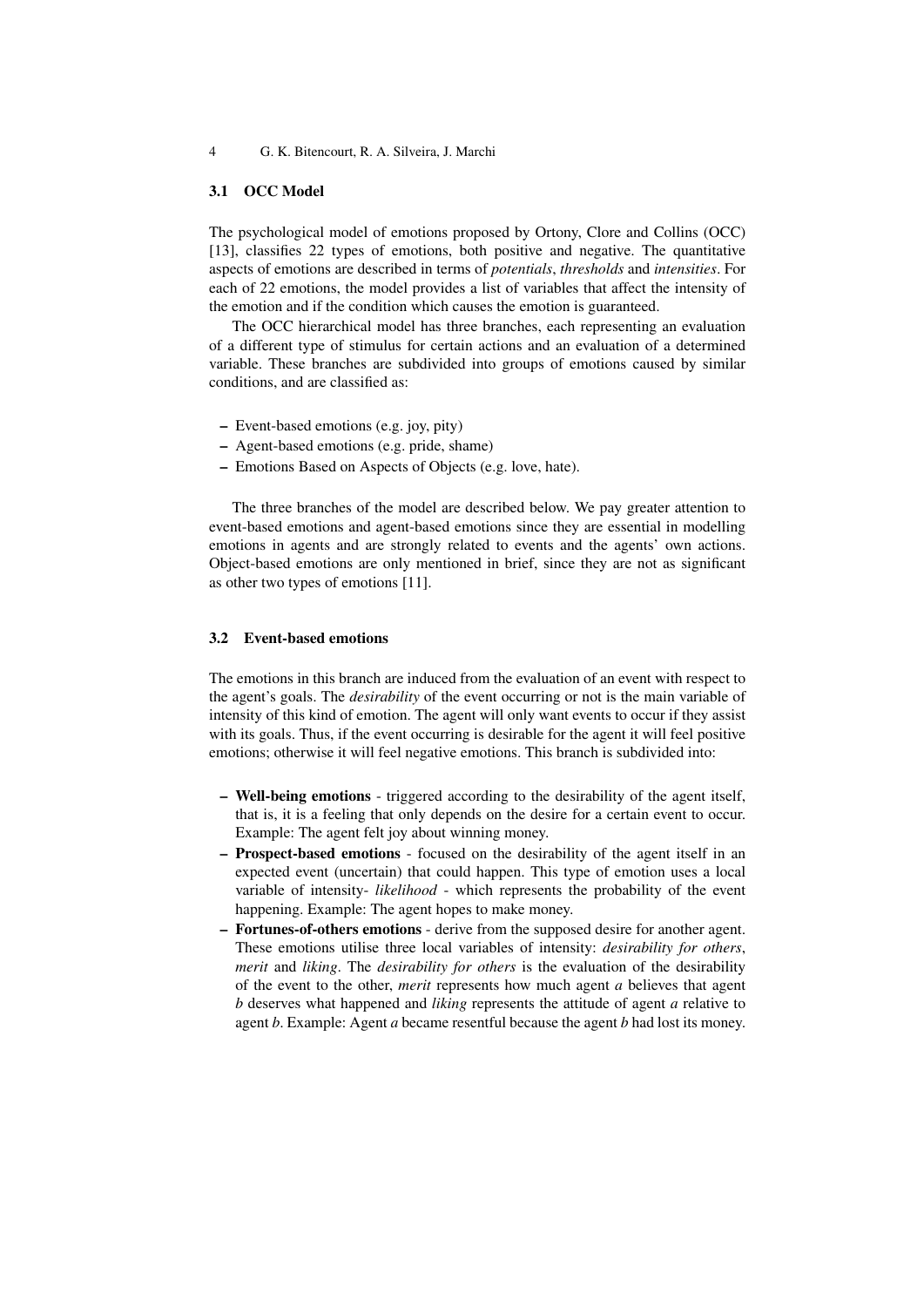### 3.1 OCC Model

The psychological model of emotions proposed by Ortony, Clore and Collins (OCC) [13], classifies 22 types of emotions, both positive and negative. The quantitative aspects of emotions are described in terms of *potentials*, *thresholds* and *intensities*. For each of 22 emotions, the model provides a list of variables that affect the intensity of the emotion and if the condition which causes the emotion is guaranteed.

The OCC hierarchical model has three branches, each representing an evaluation of a different type of stimulus for certain actions and an evaluation of a determined variable. These branches are subdivided into groups of emotions caused by similar conditions, and are classified as:

- Event-based emotions (e.g. joy, pity)
- Agent-based emotions (e.g. pride, shame)
- Emotions Based on Aspects of Objects (e.g. love, hate).

The three branches of the model are described below. We pay greater attention to event-based emotions and agent-based emotions since they are essential in modelling emotions in agents and are strongly related to events and the agents' own actions. Object-based emotions are only mentioned in brief, since they are not as significant as other two types of emotions [11].

### 3.2 Event-based emotions

The emotions in this branch are induced from the evaluation of an event with respect to the agent's goals. The *desirability* of the event occurring or not is the main variable of intensity of this kind of emotion. The agent will only want events to occur if they assist with its goals. Thus, if the event occurring is desirable for the agent it will feel positive emotions; otherwise it will feel negative emotions. This branch is subdivided into:

- **Well-being emotions** - triggered according to the desirability of the agent itself, that is, it is a feeling that only depends on the desire for a certain event to occur. Example: The agent felt joy about winning money.
- **Prospect-based emotions** - focused on the desirability of the agent itself in an expected event (uncertain) that could happen. This type of emotion uses a local variable of intensity- *likelihood* - which represents the probability of the event happening. Example: The agent hopes to make money.
- **Fortunes-of-others emotions** - derive from the supposed desire for another agent. These emotions utilise three local variables of intensity: *desirability for others*, *merit* and *liking*. The *desirability for others* is the evaluation of the desirability of the event to the other, *merit* represents how much agent *a* believes that agent *b* deserves what happened and *liking* represents the attitude of agent *a* relative to agent *b*. Example: Agent *a* became resentful because the agent *b* had lost its money.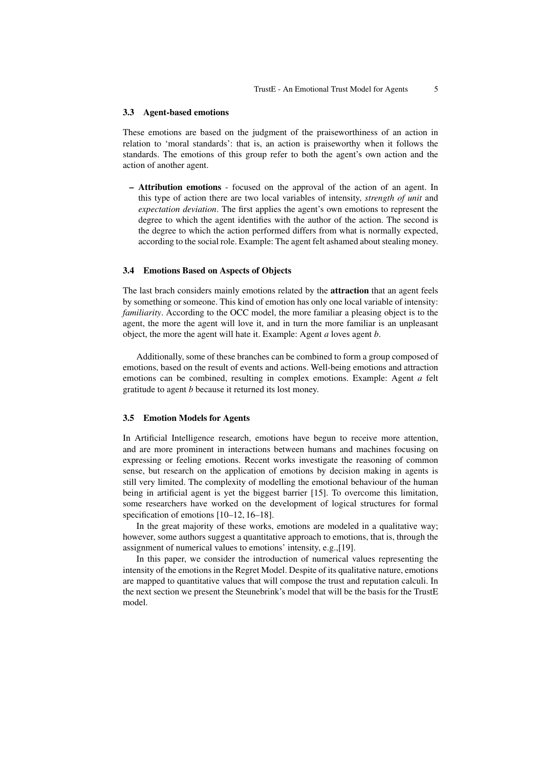### 3.3 Agent-based emotions

These emotions are based on the judgment of the praiseworthiness of an action in relation to 'moral standards': that is, an action is praiseworthy when it follows the standards. The emotions of this group refer to both the agent's own action and the action of another agent.

- **Attribution emotions** - focused on the approval of the action of an agent. In this type of action there are two local variables of intensity, *strength of unit* and *expectation deviation*. The first applies the agent's own emotions to represent the degree to which the agent identifies with the author of the action. The second is the degree to which the action performed differs from what is normally expected, according to the social role. Example: The agent felt ashamed about stealing money.

### 3.4 Emotions Based on Aspects of Objects

The last brach considers mainly emotions related by the **attraction** that an agent feels by something or someone. This kind of emotion has only one local variable of intensity: *familiarity*. According to the OCC model, the more familiar a pleasing object is to the agent, the more the agent will love it, and in turn the more familiar is an unpleasant object, the more the agent will hate it. Example: Agent *a* loves agent *b*.

Additionally, some of these branches can be combined to form a group composed of emotions, based on the result of events and actions. Well-being emotions and attraction emotions can be combined, resulting in complex emotions. Example: Agent *a* felt gratitude to agent *b* because it returned its lost money.

### 3.5 Emotion Models for Agents

In Artificial Intelligence research, emotions have begun to receive more attention, and are more prominent in interactions between humans and machines focusing on expressing or feeling emotions. Recent works investigate the reasoning of common sense, but research on the application of emotions by decision making in agents is still very limited. The complexity of modelling the emotional behaviour of the human being in artificial agent is yet the biggest barrier [15]. To overcome this limitation, some researchers have worked on the development of logical structures for formal specification of emotions [10–12, 16–18].

In the great majority of these works, emotions are modeled in a qualitative way; however, some authors suggest a quantitative approach to emotions, that is, through the assignment of numerical values to emotions' intensity, e.g.,[19].

In this paper, we consider the introduction of numerical values representing the intensity of the emotions in the Regret Model. Despite of its qualitative nature, emotions are mapped to quantitative values that will compose the trust and reputation calculi. In the next section we present the Steunebrink's model that will be the basis for the TrustE model.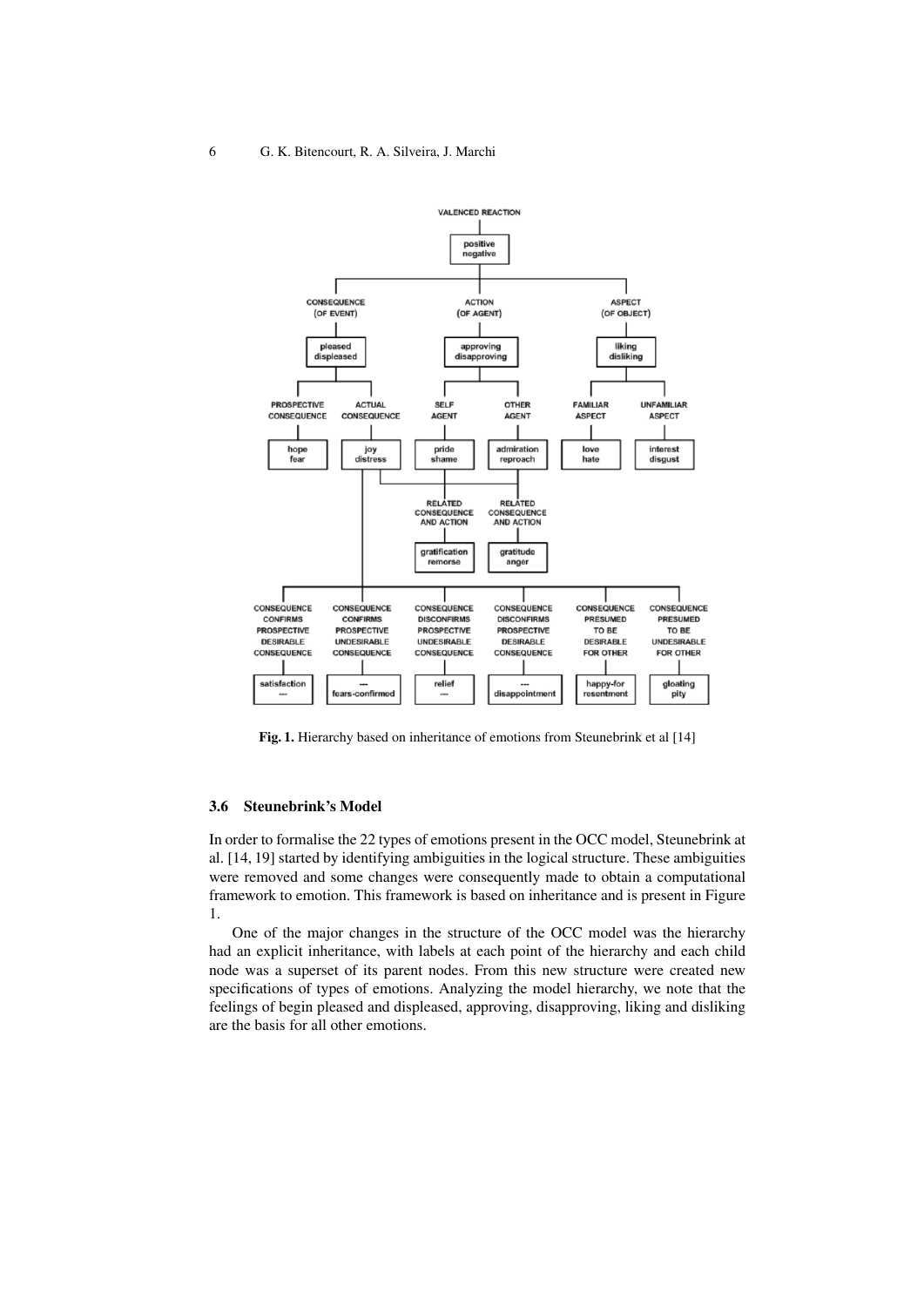Fig. 1. Hierarchy based on inheritance of emotions from Steunebrink et al [14]

### 3.6 Steunebrink's Model

In order to formalise the 22 types of emotions present in the OCC model, Steunebrink at al. [14, 19] started by identifying ambiguities in the logical structure. These ambiguities were removed and some changes were consequently made to obtain a computational framework to emotion. This framework is based on inheritance and is present in Figure 1.

One of the major changes in the structure of the OCC model was the hierarchy had an explicit inheritance, with labels at each point of the hierarchy and each child node was a superset of its parent nodes. From this new structure were created new specifications of types of emotions. Analyzing the model hierarchy, we note that the feelings of begin pleased and displeased, approving, disapproving, liking and disliking are the basis for all other emotions.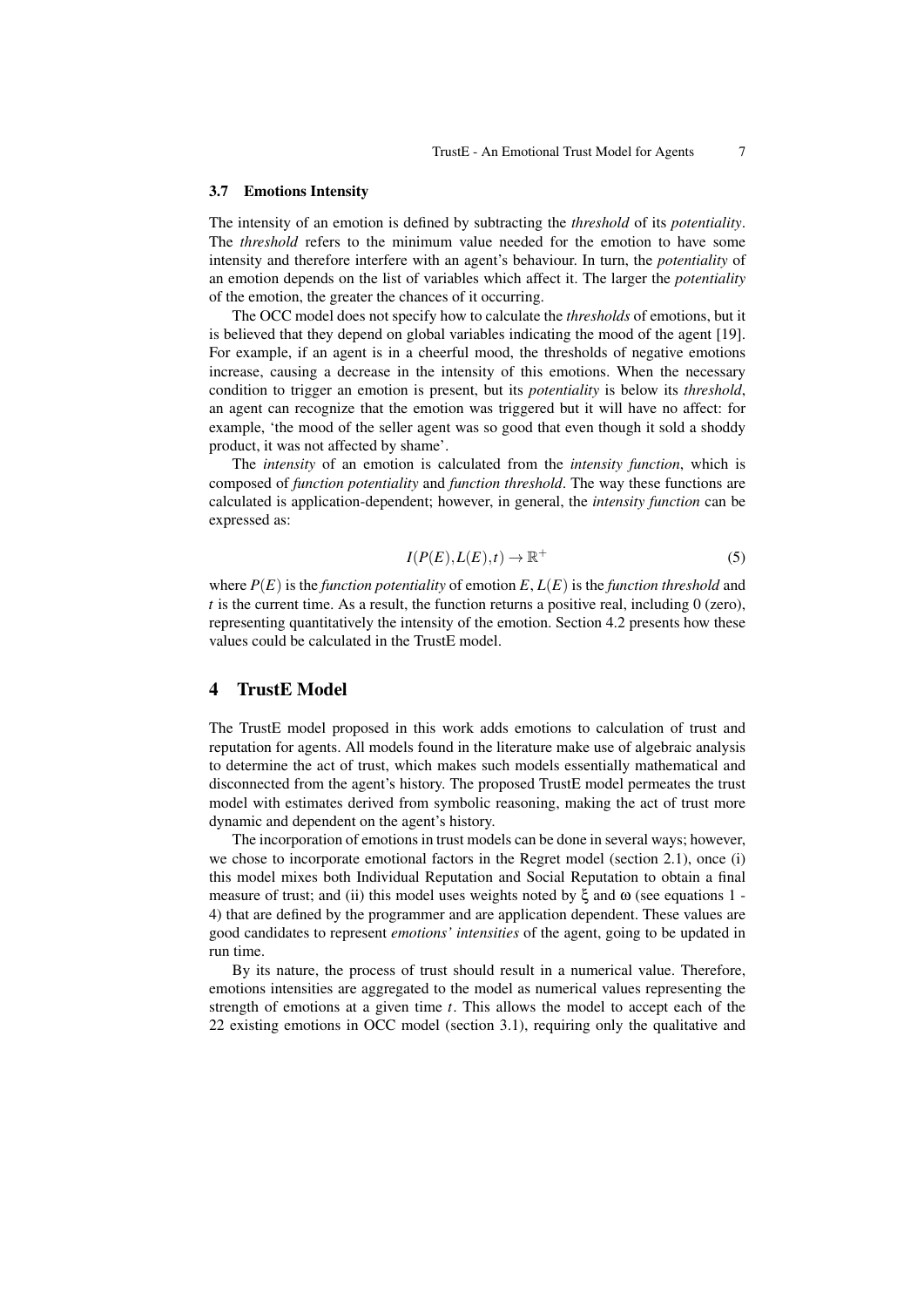### 3.7 Emotions Intensity

The intensity of an emotion is defined by subtracting the *threshold* of its *potentiality*. The *threshold* refers to the minimum value needed for the emotion to have some intensity and therefore interfere with an agent's behaviour. In turn, the *potentiality* of an emotion depends on the list of variables which affect it. The larger the *potentiality* of the emotion, the greater the chances of it occurring.

The OCC model does not specify how to calculate the *thresholds* of emotions, but it is believed that they depend on global variables indicating the mood of the agent [19]. For example, if an agent is in a cheerful mood, the thresholds of negative emotions increase, causing a decrease in the intensity of this emotions. When the necessary condition to trigger an emotion is present, but its *potentiality* is below its *threshold*, an agent can recognize that the emotion was triggered but it will have no affect: for example, 'the mood of the seller agent was so good that even though it sold a shoddy product, it was not affected by shame'.

The *intensity* of an emotion is calculated from the *intensity function*, which is composed of *function potentiality* and *function threshold*. The way these functions are calculated is application-dependent; however, in general, the *intensity function* can be expressed as:

$$I(P(E), L(E), t) \rightarrow \mathbb{R}^{+} \tag{5}$$

where $P(E)$ is the *function potentiality* of emotion $E$, $L(E)$ is the *function threshold* and $t$ is the current time. As a result, the function returns a positive real, including 0 (zero), representing quantitatively the intensity of the emotion. Section 4.2 presents how these values could be calculated in the TrustE model.

## 4 TrustE Model

The TrustE model proposed in this work adds emotions to calculation of trust and reputation for agents. All models found in the literature make use of algebraic analysis to determine the act of trust, which makes such models essentially mathematical and disconnected from the agent's history. The proposed TrustE model permeates the trust model with estimates derived from symbolic reasoning, making the act of trust more dynamic and dependent on the agent's history.

The incorporation of emotions in trust models can be done in several ways; however, we chose to incorporate emotional factors in the Regret model (section 2.1), once (i) this model mixes both Individual Reputation and Social Reputation to obtain a final measure of trust; and (ii) this model uses weights noted by $\xi$ and $\omega$ (see equations 1 - 4) that are defined by the programmer and are application dependent. These values are good candidates to represent *emotions' intensities* of the agent, going to be updated in run time.

By its nature, the process of trust should result in a numerical value. Therefore, emotions intensities are aggregated to the model as numerical values representing the strength of emotions at a given time $t$. This allows the model to accept each of the 22 existing emotions in OCC model (section 3.1), requiring only the qualitative and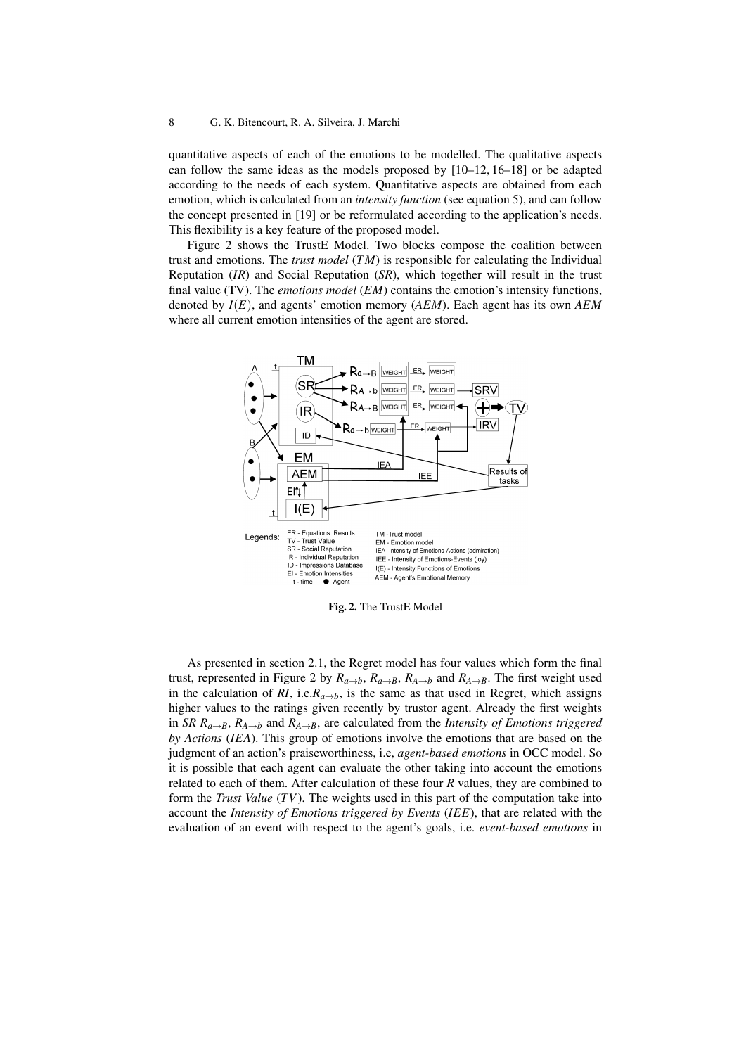quantitative aspects of each of the emotions to be modelled. The qualitative aspects can follow the same ideas as the models proposed by [10–12, 16–18] or be adapted according to the needs of each system. Quantitative aspects are obtained from each emotion, which is calculated from an *intensity function* (see equation 5), and can follow the concept presented in [19] or be reformulated according to the application's needs. This flexibility is a key feature of the proposed model.

Figure 2 shows the TrustE Model. Two blocks compose the coalition between trust and emotions. The *trust model* ($TM$) is responsible for calculating the Individual Reputation ($IR$) and Social Reputation ($SR$), which together will result in the trust final value (TV). The *emotions model* ($EM$) contains the emotion's intensity functions, denoted by $I(E)$, and agents' emotion memory ($AEM$). Each agent has its own $AEM$ where all current emotion intensities of the agent are stored.

**Fig. 2.** The TrustE Model

As presented in section 2.1, the Regret model has four values which form the final trust, represented in Figure 2 by $R_{a \to b}$, $R_{a \to B}$, $R_{A \to b}$ and $R_{A \to B}$. The first weight used in the calculation of $RI$, i.e.$R_{a \to b}$, is the same as that used in Regret, which assigns higher values to the ratings given recently by trustor agent. Already the first weights in $SR$ $R_{a \to B}$, $R_{A \to b}$ and $R_{A \to B}$, are calculated from the *Intensity of Emotions triggered by Actions* ($IEA$). This group of emotions involve the emotions that are based on the judgment of an action's praiseworthiness, i.e, *agent-based emotions* in OCC model. So it is possible that each agent can evaluate the other taking into account the emotions related to each of them. After calculation of these four $R$ values, they are combined to form the *Trust Value* ($TV$). The weights used in this part of the computation take into account the *Intensity of Emotions triggered by Events* ($IEE$), that are related with the evaluation of an event with respect to the agent's goals, i.e. *event-based emotions* in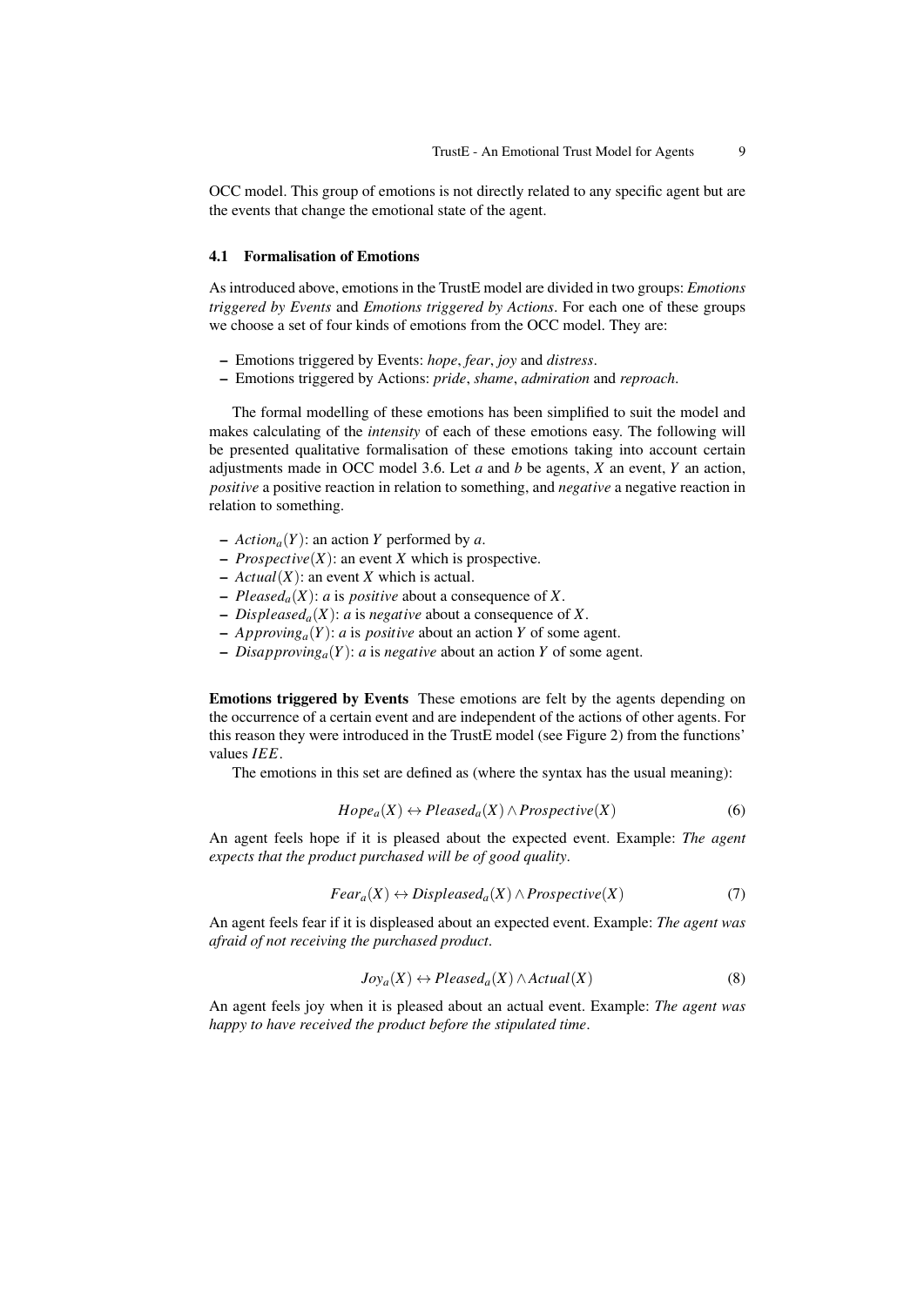OCC model. This group of emotions is not directly related to any specific agent but are the events that change the emotional state of the agent.

### 4.1 Formalisation of Emotions

As introduced above, emotions in the TrustE model are divided in two groups: *Emotions triggered by Events* and *Emotions triggered by Actions*. For each one of these groups we choose a set of four kinds of emotions from the OCC model. They are:

- Emotions triggered by Events: *hope*, *fear*, *joy* and *distress*.
- Emotions triggered by Actions: *pride*, *shame*, *admiration* and *reproach*.

The formal modelling of these emotions has been simplified to suit the model and makes calculating of the *intensity* of each of these emotions easy. The following will be presented qualitative formalisation of these emotions taking into account certain adjustments made in OCC model 3.6. Let $a$ and $b$ be agents, $X$ an event, $Y$ an action, *positive* a positive reaction in relation to something, and *negative* a negative reaction in relation to something.

- $Action_a(Y)$: an action $Y$ performed by $a$.
- $Prospective(X)$: an event $X$ which is prospective.
- $Actual(X)$: an event $X$ which is actual.
- $Pleased_a(X)$: $a$ is *positive* about a consequence of $X$.
- $Displeased_a(X)$: $a$ is *negative* about a consequence of $X$.
- $Approving_a(Y)$: $a$ is *positive* about an action $Y$ of some agent.
- $Disapproving_a(Y)$: $a$ is *negative* about an action $Y$ of some agent.

**Emotions triggered by Events** These emotions are felt by the agents depending on the occurrence of a certain event and are independent of the actions of other agents. For this reason they were introduced in the TrustE model (see Figure 2) from the functions' values $IEE$.

The emotions in this set are defined as (where the syntax has the usual meaning):

$$Hope_a(X) \leftrightarrow Pleased_a(X) \wedge Prospective(X) \tag{6}$$

An agent feels hope if it is pleased about the expected event. Example: *The agent expects that the product purchased will be of good quality.*

$$Fear_a(X) \leftrightarrow Displeased_a(X) \wedge Prospective(X) \tag{7}$$

An agent feels fear if it is displeased about an expected event. Example: *The agent was afraid of not receiving the purchased product.*

$$Joy_a(X) \leftrightarrow Pleased_a(X) \wedge Actual(X) \tag{8}$$

An agent feels joy when it is pleased about an actual event. Example: *The agent was happy to have received the product before the stipulated time.*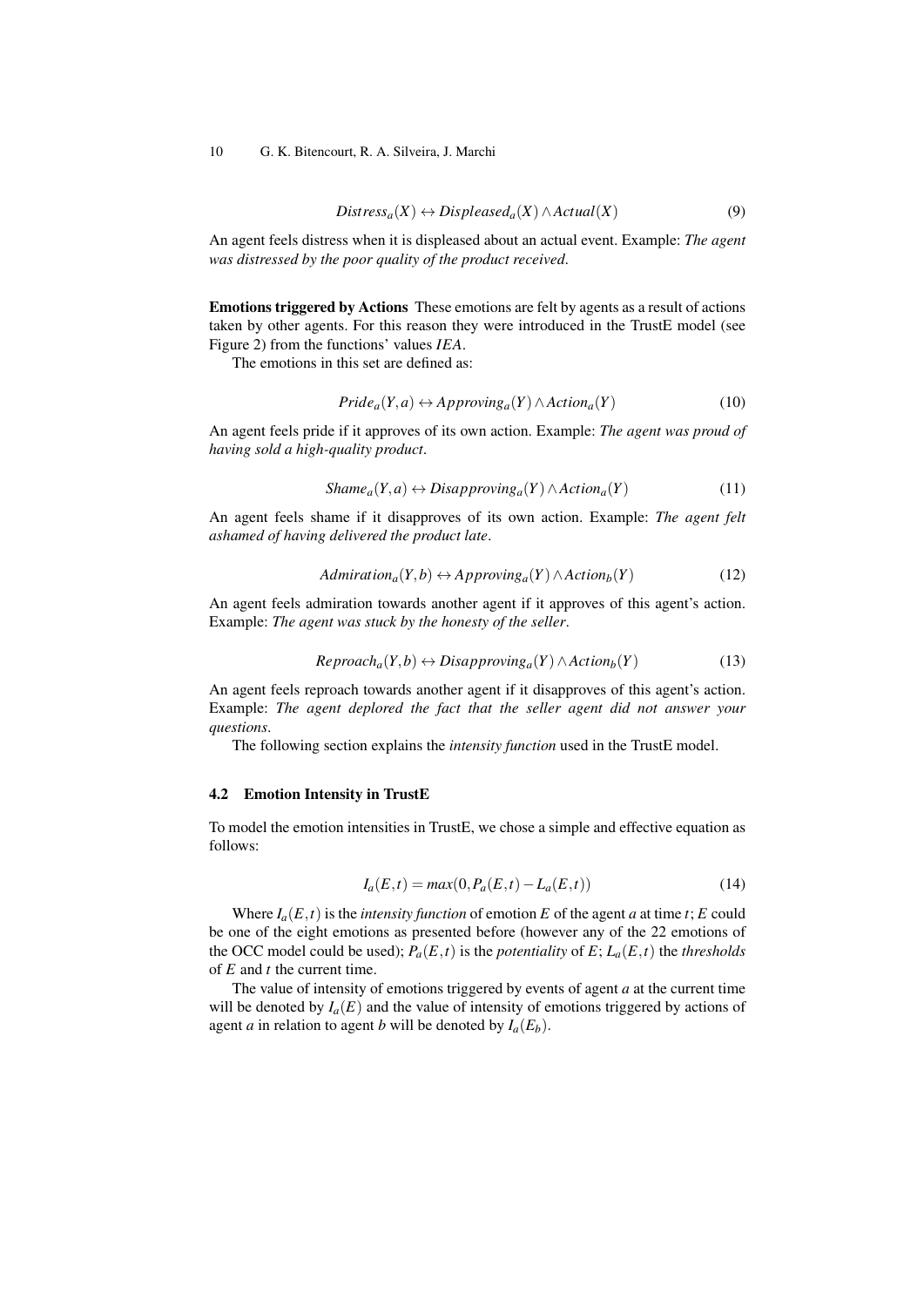$$Distress_a(X) \leftrightarrow Displeased_a(X) \wedge Actual(X) \tag{9}$$

An agent feels distress when it is displeased about an actual event. Example: *The agent was distressed by the poor quality of the product received*.

**Emotions triggered by Actions** These emotions are felt by agents as a result of actions taken by other agents. For this reason they were introduced in the TrustE model (see Figure 2) from the functions' values *IEA*.

The emotions in this set are defined as:

$$Pride_a(Y,a) \leftrightarrow Approving_a(Y) \wedge Action_a(Y) \tag{10}$$

An agent feels pride if it approves of its own action. Example: *The agent was proud of having sold a high-quality product*.

$$Shame_a(Y,a) \leftrightarrow Disapproving_a(Y) \wedge Action_a(Y) \tag{11}$$

An agent feels shame if it disapproves of its own action. Example: *The agent felt ashamed of having delivered the product late*.

$$Admiration_a(Y,b) \leftrightarrow Approving_a(Y) \wedge Action_b(Y) \tag{12}$$

An agent feels admiration towards another agent if it approves of this agent's action. Example: *The agent was stuck by the honesty of the seller*.

$$Reproach_a(Y,b) \leftrightarrow Disapproving_a(Y) \wedge Action_b(Y) \tag{13}$$

An agent feels reproach towards another agent if it disapproves of this agent's action. Example: *The agent deplored the fact that the seller agent did not answer your questions*.

The following section explains the *intensity function* used in the TrustE model.

### 4.2 Emotion Intensity in TrustE

To model the emotion intensities in TrustE, we chose a simple and effective equation as follows:

$$I_a(E,t) = max(0, P_a(E,t) - L_a(E,t)) \tag{14}$$

Where $I_a(E,t)$ is the *intensity function* of emotion $E$ of the agent $a$ at time $t$; $E$ could be one of the eight emotions as presented before (however any of the 22 emotions of the OCC model could be used); $P_a(E,t)$ is the *potentiality* of $E$; $L_a(E,t)$ the *thresholds* of $E$ and $t$ the current time.

The value of intensity of emotions triggered by events of agent $a$ at the current time will be denoted by $I_a(E)$ and the value of intensity of emotions triggered by actions of agent $a$ in relation to agent $b$ will be denoted by $I_a(E_b)$.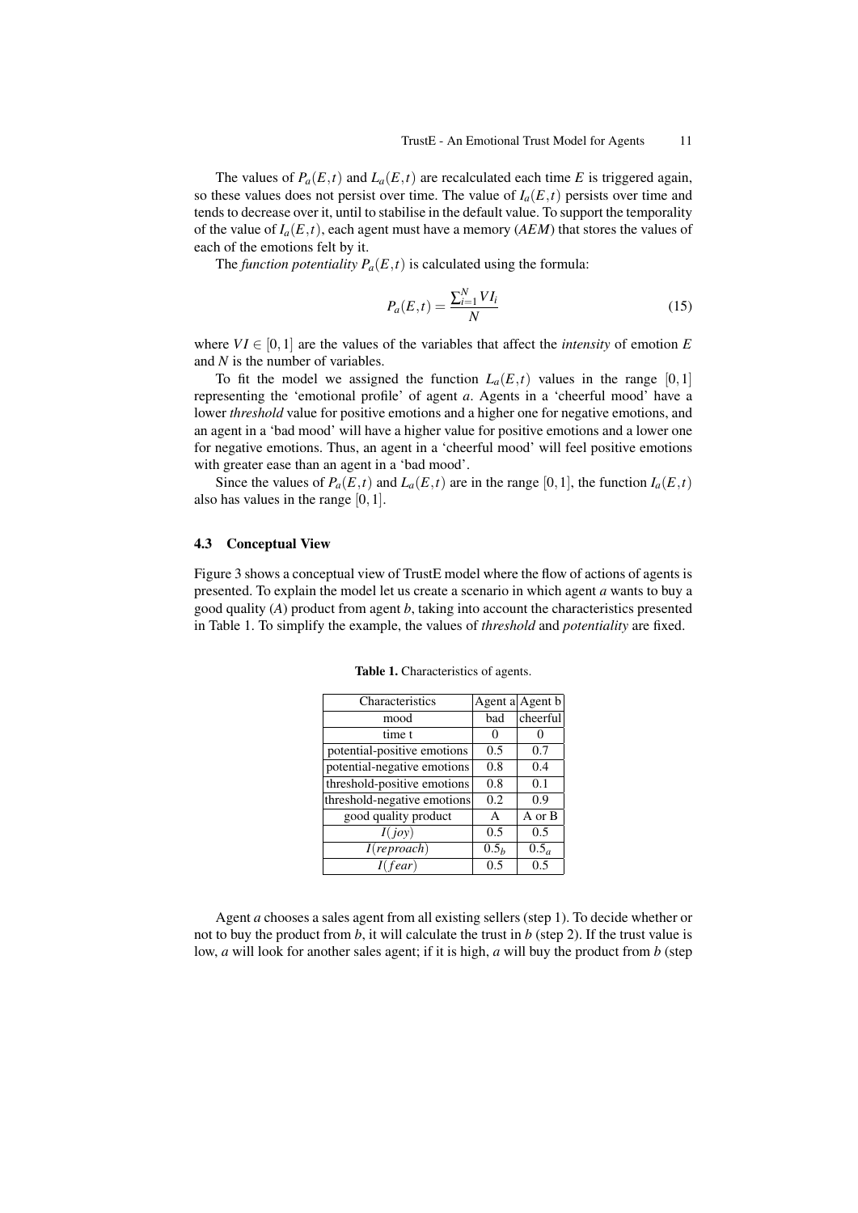The values of $P_a(E,t)$ and $L_a(E,t)$ are recalculated each time $E$ is triggered again, so these values does not persist over time. The value of $I_a(E,t)$ persists over time and tends to decrease over it, until to stabilise in the default value. To support the temporality of the value of $I_a(E,t)$, each agent must have a memory (*AEM*) that stores the values of each of the emotions felt by it.

The *function potentiality* $P_a(E,t)$ is calculated using the formula:

$$P_a(E,t) = \frac{\sum_{i=1}^{N} VI_i}{N} \tag{15}$$

where $VI \in [0,1]$ are the values of the variables that affect the *intensity* of emotion $E$ and $N$ is the number of variables.

To fit the model we assigned the function $L_a(E,t)$ values in the range $[0,1]$ representing the 'emotional profile' of agent $a$. Agents in a 'cheerful mood' have a lower *threshold* value for positive emotions and a higher one for negative emotions, and an agent in a 'bad mood' will have a higher value for positive emotions and a lower one for negative emotions. Thus, an agent in a 'cheerful mood' will feel positive emotions with greater ease than an agent in a 'bad mood'.

Since the values of $P_a(E,t)$ and $L_a(E,t)$ are in the range $[0,1]$, the function $I_a(E,t)$ also has values in the range $[0,1]$.

### 4.3 Conceptual View

Figure 3 shows a conceptual view of TrustE model where the flow of actions of agents is presented. To explain the model let us create a scenario in which agent $a$ wants to buy a good quality ($A$) product from agent $b$, taking into account the characteristics presented in Table 1. To simplify the example, the values of *threshold* and *potentiality* are fixed.

**Table 1.** Characteristics of agents.

| Characteristics | Agent a | Agent b |
|---|---|---|
| mood | bad | cheerful |
| time t | 0 | 0 |
| potential-positive emotions | 0.5 | 0.7 |
| potential-negative emotions | 0.8 | 0.4 |
| threshold-positive emotions | 0.8 | 0.1 |
| threshold-negative emotions | 0.2 | 0.9 |
| good quality product | A | A or B |
| $I(joy)$ | 0.5 | 0.5 |
| $I(reproach)$ | $0.5_b$ | $0.5_a$ |
| $I(fear)$ | 0.5 | 0.5 |

Agent $a$ chooses a sales agent from all existing sellers (step 1). To decide whether or not to buy the product from $b$, it will calculate the trust in $b$ (step 2). If the trust value is low, $a$ will look for another sales agent; if it is high, $a$ will buy the product from $b$ (step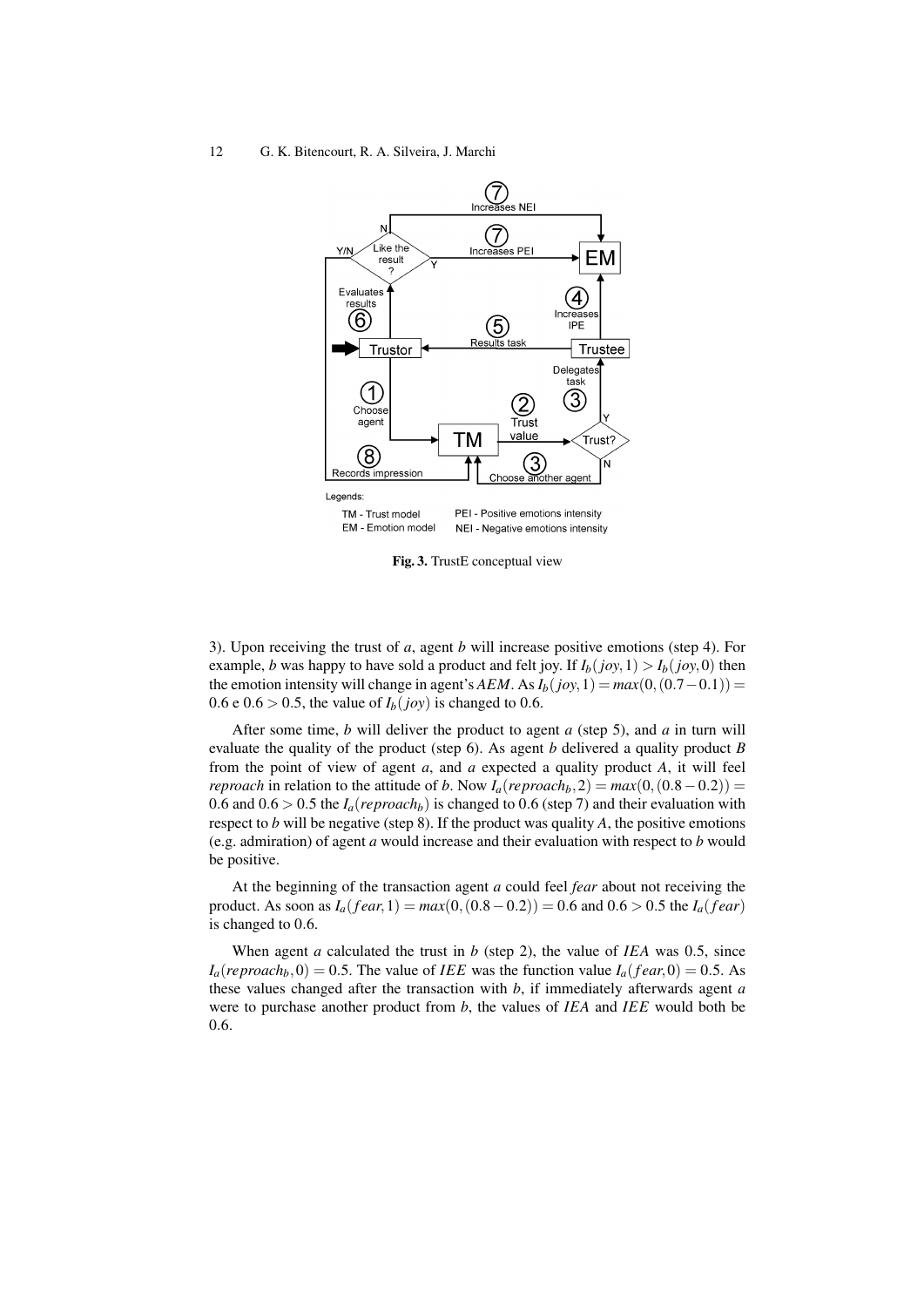Fig. 3. TrustE conceptual view

3). Upon receiving the trust of *a*, agent *b* will increase positive emotions (step 4). For example, *b* was happy to have sold a product and felt joy. If $I_b(joy, 1) > I_b(joy, 0)$ then the emotion intensity will change in agent's *AEM*. As $I_b(joy, 1) = max(0, (0.7 - 0.1)) = 0.6$ e $0.6 > 0.5$, the value of $I_b(joy)$ is changed to 0.6.

After some time, *b* will deliver the product to agent *a* (step 5), and *a* in turn will evaluate the quality of the product (step 6). As agent *b* delivered a quality product *B* from the point of view of agent *a*, and *a* expected a quality product *A*, it will feel *reproach* in relation to the attitude of *b*. Now $I_a(reproach_b, 2) = max(0, (0.8 - 0.2)) = 0.6$ and $0.6 > 0.5$ the $I_a(reproach_b)$ is changed to 0.6 (step 7) and their evaluation with respect to *b* will be negative (step 8). If the product was quality *A*, the positive emotions (e.g. admiration) of agent *a* would increase and their evaluation with respect to *b* would be positive.

At the beginning of the transaction agent *a* could feel *fear* about not receiving the product. As soon as $I_a(fear, 1) = max(0, (0.8 - 0.2)) = 0.6$ and $0.6 > 0.5$ the $I_a(fear)$ is changed to 0.6.

When agent *a* calculated the trust in *b* (step 2), the value of *IEA* was 0.5, since $I_a(reproach_b, 0) = 0.5$. The value of *IEE* was the function value $I_a(fear, 0) = 0.5$. As these values changed after the transaction with *b*, if immediately afterwards agent *a* were to purchase another product from *b*, the values of *IEA* and *IEE* would both be 0.6.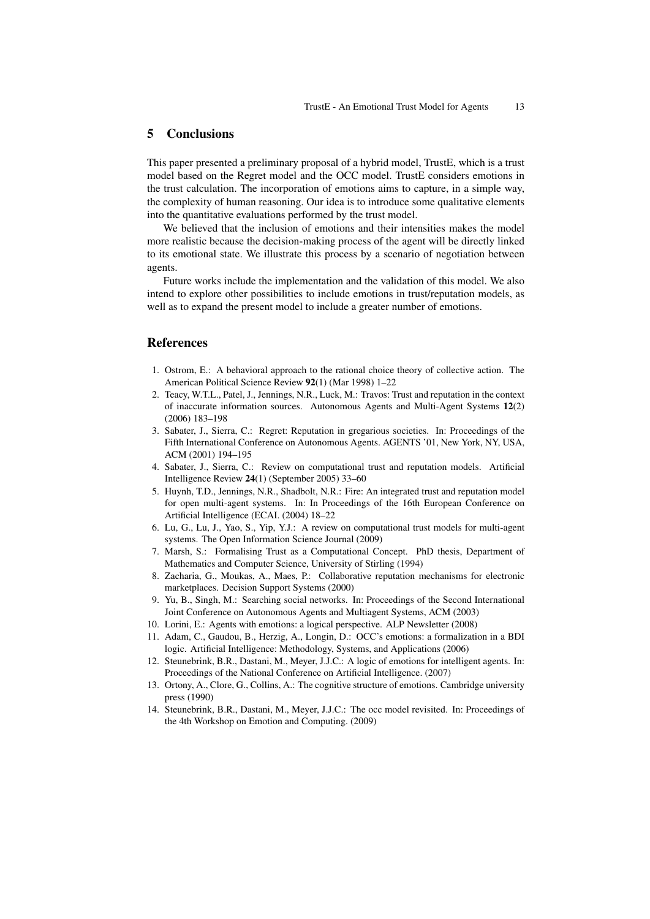## 5 Conclusions

This paper presented a preliminary proposal of a hybrid model, TrustE, which is a trust model based on the Regret model and the OCC model. TrustE considers emotions in the trust calculation. The incorporation of emotions aims to capture, in a simple way, the complexity of human reasoning. Our idea is to introduce some qualitative elements into the quantitative evaluations performed by the trust model.

We believed that the inclusion of emotions and their intensities makes the model more realistic because the decision-making process of the agent will be directly linked to its emotional state. We illustrate this process by a scenario of negotiation between agents.

Future works include the implementation and the validation of this model. We also intend to explore other possibilities to include emotions in trust/reputation models, as well as to expand the present model to include a greater number of emotions.

## References

1. Ostrom, E.: A behavioral approach to the rational choice theory of collective action. The American Political Science Review **92**(1) (Mar 1998) 1–22
2. Teacy, W.T.L., Patel, J., Jennings, N.R., Luck, M.: Travos: Trust and reputation in the context of inaccurate information sources. Autonomous Agents and Multi-Agent Systems **12**(2) (2006) 183–198
3. Sabater, J., Sierra, C.: Regret: Reputation in gregarious societies. In: Proceedings of the Fifth International Conference on Autonomous Agents. AGENTS '01, New York, NY, USA, ACM (2001) 194–195
4. Sabater, J., Sierra, C.: Review on computational trust and reputation models. Artificial Intelligence Review **24**(1) (September 2005) 33–60
5. Huynh, T.D., Jennings, N.R., Shadbolt, N.R.: Fire: An integrated trust and reputation model for open multi-agent systems. In: In Proceedings of the 16th European Conference on Artificial Intelligence (ECAI. (2004) 18–22
6. Lu, G., Lu, J., Yao, S., Yip, Y.J.: A review on computational trust models for multi-agent systems. The Open Information Science Journal (2009)
7. Marsh, S.: Formalising Trust as a Computational Concept. PhD thesis, Department of Mathematics and Computer Science, University of Stirling (1994)
8. Zacharia, G., Moukas, A., Maes, P.: Collaborative reputation mechanisms for electronic marketplaces. Decision Support Systems (2000)
9. Yu, B., Singh, M.: Searching social networks. In: Proceedings of the Second International Joint Conference on Autonomous Agents and Multiagent Systems, ACM (2003)
10. Lorini, E.: Agents with emotions: a logical perspective. ALP Newsletter (2008)
11. Adam, C., Gaudou, B., Herzig, A., Longin, D.: OCC's emotions: a formalization in a BDI logic. Artificial Intelligence: Methodology, Systems, and Applications (2006)
12. Steunebrink, B.R., Dastani, M., Meyer, J.J.C.: A logic of emotions for intelligent agents. In: Proceedings of the National Conference on Artificial Intelligence. (2007)
13. Ortony, A., Clore, G., Collins, A.: The cognitive structure of emotions. Cambridge university press (1990)
14. Steunebrink, B.R., Dastani, M., Meyer, J.J.C.: The occ model revisited. In: Proceedings of the 4th Workshop on Emotion and Computing. (2009)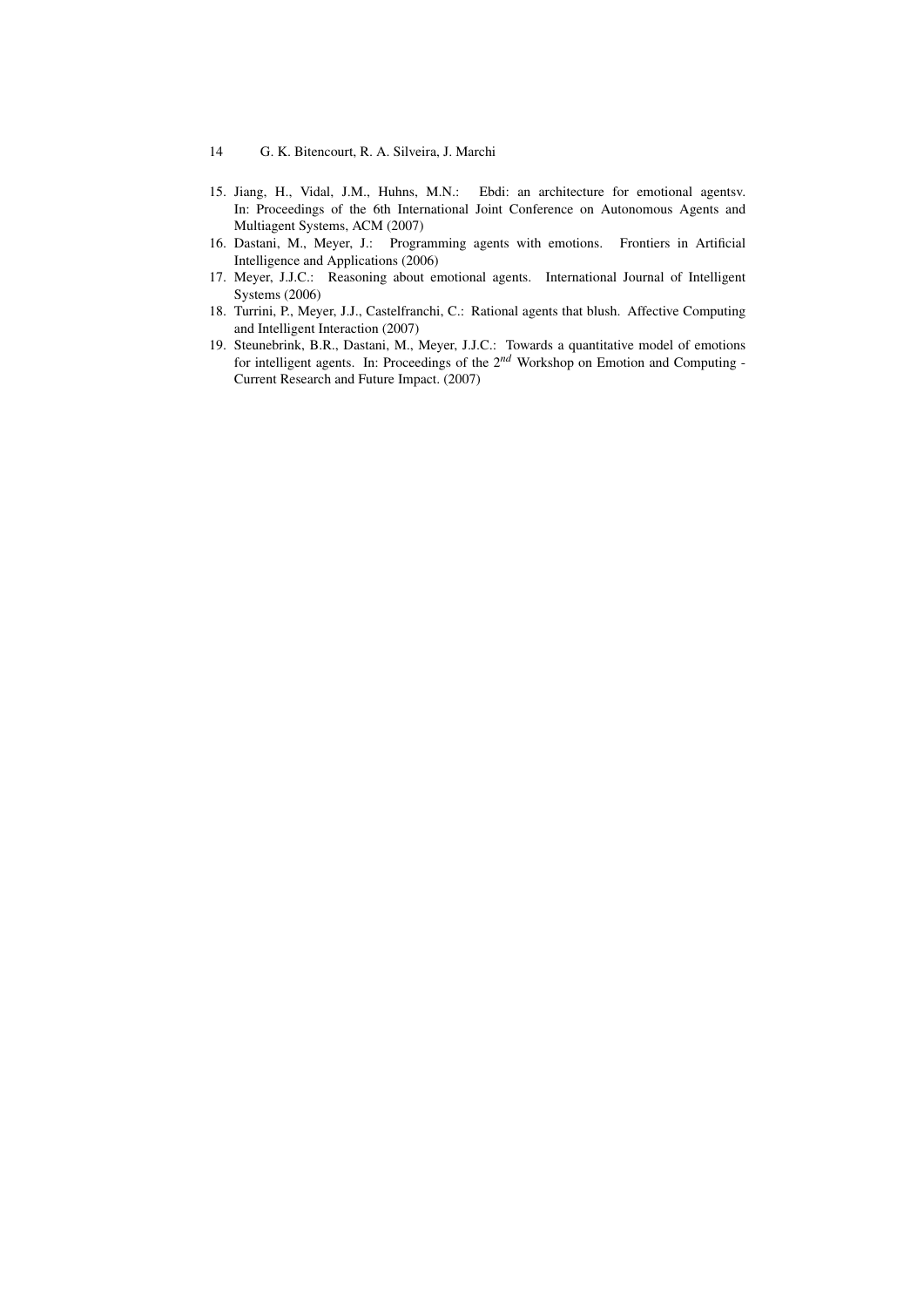15. Jiang, H., Vidal, J.M., Huhns, M.N.: Ebdi: an architecture for emotional agentsv. In: Proceedings of the 6th International Joint Conference on Autonomous Agents and Multiagent Systems, ACM (2007)
16. Dastani, M., Meyer, J.: Programming agents with emotions. Frontiers in Artificial Intelligence and Applications (2006)
17. Meyer, J.J.C.: Reasoning about emotional agents. International Journal of Intelligent Systems (2006)
18. Turrini, P., Meyer, J.J., Castelfranchi, C.: Rational agents that blush. Affective Computing and Intelligent Interaction (2007)
19. Steunebrink, B.R., Dastani, M., Meyer, J.J.C.: Towards a quantitative model of emotions for intelligent agents. In: Proceedings of the $2^{nd}$ Workshop on Emotion and Computing - Current Research and Future Impact. (2007)